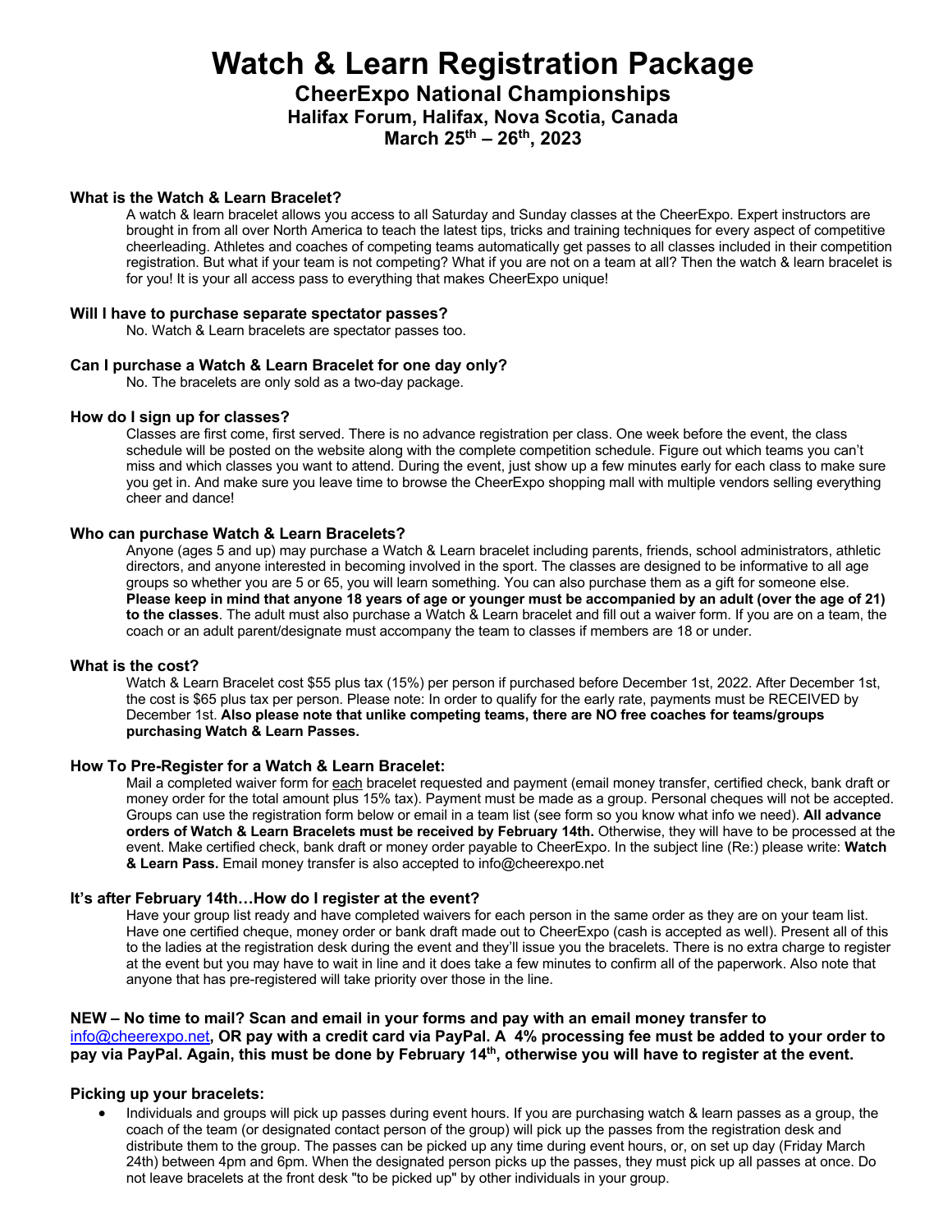# Watch & Learn Registration Package

## CheerExpo National Championships

### Halifax Forum, Halifax, Nova Scotia, Canada

### March 25th – 26th, 2023

**What is the Watch & Learn Bracelet?**

A watch & learn bracelet allows you access to all Saturday and Sunday classes at the CheerExpo. Expert instructors are brought in from all over North America to teach the latest tips, tricks and training techniques for every aspect of competitive cheerleading. Athletes and coaches of competing teams automatically get passes to all classes included in their competition registration. But what if your team is not competing? What if you are not on a team at all? Then the watch & learn bracelet is for you! It is your all access pass to everything that makes CheerExpo unique!

**Will I have to purchase separate spectator passes?**

No. Watch & Learn bracelets are spectator passes too.

**Can I purchase a Watch & Learn Bracelet for one day only?**

No. The bracelets are only sold as a two-day package.

**How do I sign up for classes?**

Classes are first come, first served. There is no advance registration per class. One week before the event, the class schedule will be posted on the website along with the complete competition schedule. Figure out which teams you can't miss and which classes you want to attend. During the event, just show up a few minutes early for each class to make sure you get in. And make sure you leave time to browse the CheerExpo shopping mall with multiple vendors selling everything cheer and dance!

**Who can purchase Watch & Learn Bracelets?**

Anyone (ages 5 and up) may purchase a Watch & Learn bracelet including parents, friends, school administrators, athletic directors, and anyone interested in becoming involved in the sport. The classes are designed to be informative to all age groups so whether you are 5 or 65, you will learn something. You can also purchase them as a gift for someone else. **Please keep in mind that anyone 18 years of age or younger must be accompanied by an adult (over the age of 21) to the classes**. The adult must also purchase a Watch & Learn bracelet and fill out a waiver form. If you are on a team, the coach or an adult parent/designate must accompany the team to classes if members are 18 or under.

**What is the cost?**

Watch & Learn Bracelet cost $55 plus tax (15%) per person if purchased before December 1st, 2022. After December 1st, the cost is $65 plus tax per person. Please note: In order to qualify for the early rate, payments must be RECEIVED by December 1st. **Also please note that unlike competing teams, there are NO free coaches for teams/groups purchasing Watch & Learn Passes.**

**How To Pre-Register for a Watch & Learn Bracelet:**

Mail a completed waiver form for each bracelet requested and payment (email money transfer, certified check, bank draft or money order for the total amount plus 15% tax). Payment must be made as a group. Personal cheques will not be accepted. Groups can use the registration form below or email in a team list (see form so you know what info we need). **All advance orders of Watch & Learn Bracelets must be received by February 14th.** Otherwise, they will have to be processed at the event. Make certified check, bank draft or money order payable to CheerExpo. In the subject line (Re:) please write: **Watch & Learn Pass.** Email money transfer is also accepted to info@cheerexpo.net

**It's after February 14th…How do I register at the event?**

Have your group list ready and have completed waivers for each person in the same order as they are on your team list. Have one certified cheque, money order or bank draft made out to CheerExpo (cash is accepted as well). Present all of this to the ladies at the registration desk during the event and they'll issue you the bracelets. There is no extra charge to register at the event but you may have to wait in line and it does take a few minutes to confirm all of the paperwork. Also note that anyone that has pre-registered will take priority over those in the line.

**NEW – No time to mail? Scan and email in your forms and pay with an email money transfer to info@cheerexpo.net, OR pay with a credit card via PayPal. A 4% processing fee must be added to your order to pay via PayPal. Again, this must be done by February 14th, otherwise you will have to register at the event.**

**Picking up your bracelets:**

- Individuals and groups will pick up passes during event hours. If you are purchasing watch & learn passes as a group, the coach of the team (or designated contact person of the group) will pick up the passes from the registration desk and distribute them to the group. The passes can be picked up any time during event hours, or, on set up day (Friday March 24th) between 4pm and 6pm. When the designated person picks up the passes, they must pick up all passes at once. Do not leave bracelets at the front desk "to be picked up" by other individuals in your group.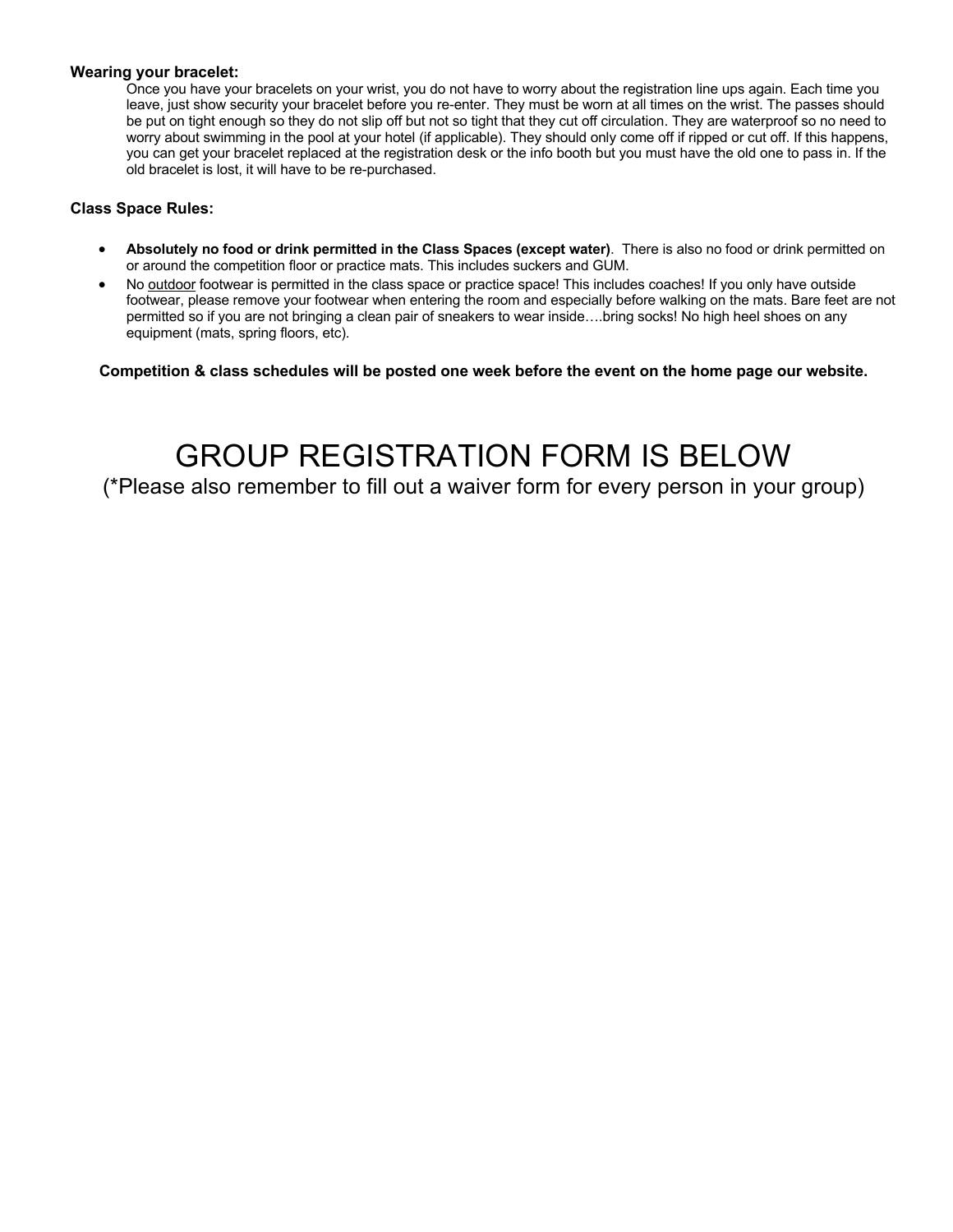**Wearing your bracelet:**

Once you have your bracelets on your wrist, you do not have to worry about the registration line ups again. Each time you leave, just show security your bracelet before you re-enter. They must be worn at all times on the wrist. The passes should be put on tight enough so they do not slip off but not so tight that they cut off circulation. They are waterproof so no need to worry about swimming in the pool at your hotel (if applicable). They should only come off if ripped or cut off. If this happens, you can get your bracelet replaced at the registration desk or the info booth but you must have the old one to pass in. If the old bracelet is lost, it will have to be re-purchased.

**Class Space Rules:**

- **Absolutely no food or drink permitted in the Class Spaces (except water)**. There is also no food or drink permitted on or around the competition floor or practice mats. This includes suckers and GUM.
- No <u>outdoor</u> footwear is permitted in the class space or practice space! This includes coaches! If you only have outside footwear, please remove your footwear when entering the room and especially before walking on the mats. Bare feet are not permitted so if you are not bringing a clean pair of sneakers to wear inside….bring socks! No high heel shoes on any equipment (mats, spring floors, etc).

**Competition & class schedules will be posted one week before the event on the home page our website.**

# GROUP REGISTRATION FORM IS BELOW

(*Please also remember to fill out a waiver form for every person in your group)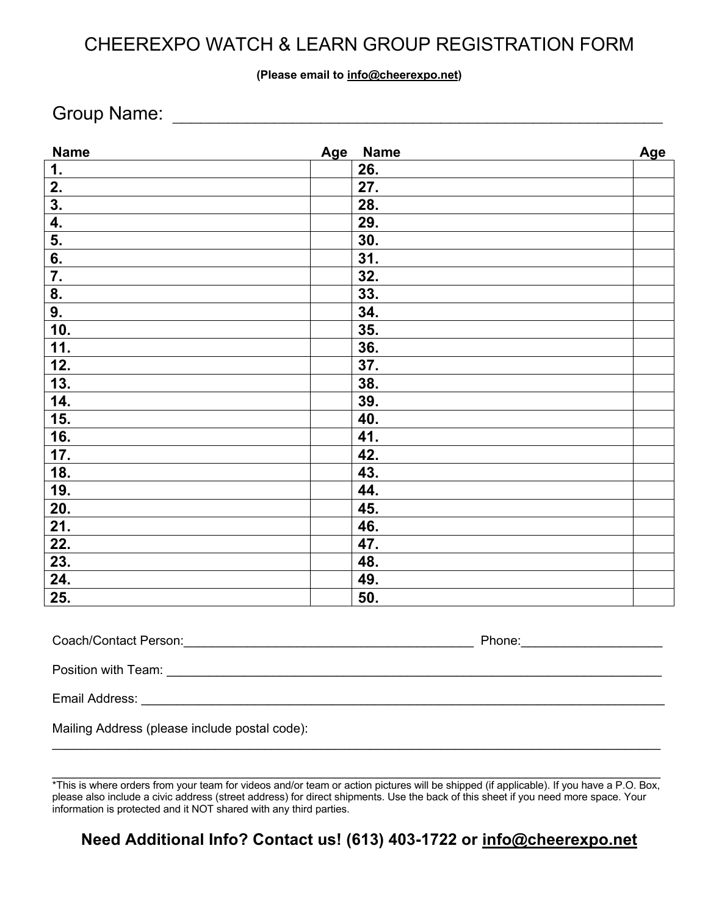# CHEEREXPO WATCH & LEARN GROUP REGISTRATION FORM

**(Please email to info@cheerexpo.net)**

Group Name: ___________________________________________________

| Name | Age | Name | Age |
|---|---|---|---|
| **1.** | | **26.** | |
| **2.** | | **27.** | |
| **3.** | | **28.** | |
| **4.** | | **29.** | |
| **5.** | | **30.** | |
| **6.** | | **31.** | |
| **7.** | | **32.** | |
| **8.** | | **33.** | |
| **9.** | | **34.** | |
| **10.** | | **35.** | |
| **11.** | | **36.** | |
| **12.** | | **37.** | |
| **13.** | | **38.** | |
| **14.** | | **39.** | |
| **15.** | | **40.** | |
| **16.** | | **41.** | |
| **17.** | | **42.** | |
| **18.** | | **43.** | |
| **19.** | | **44.** | |
| **20.** | | **45.** | |
| **21.** | | **46.** | |
| **22.** | | **47.** | |
| **23.** | | **48.** | |
| **24.** | | **49.** | |
| **25.** | | **50.** | |

Coach/Contact Person:_________________________________________ Phone:___________________

Position with Team: ________________________________________________________________________

Email Address: ____________________________________________________________________________

Mailing Address (please include postal code):

___________________________________________________________________________________________

___________________________________________________________________________________________

*This is where orders from your team for videos and/or team or action pictures will be shipped (if applicable). If you have a P.O. Box, please also include a civic address (street address) for direct shipments. Use the back of this sheet if you need more space. Your information is protected and it NOT shared with any third parties.

**Need Additional Info? Contact us! (613) 403-1722 or info@cheerexpo.net**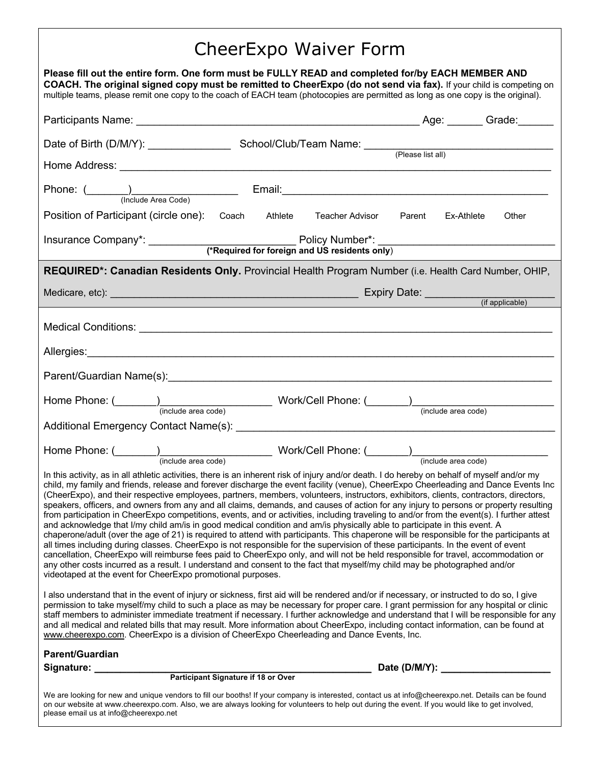# CheerExpo Waiver Form

**Please fill out the entire form. One form must be FULLY READ and completed for/by EACH MEMBER AND COACH. The original signed copy must be remitted to CheerExpo (do not send via fax).** If your child is competing on multiple teams, please remit one copy to the coach of EACH team (photocopies are permitted as long as one copy is the original).

Participants Name: _______________________________________________ Age: ______ Grade:______

Date of Birth (D/M/Y): ______________ School/Club/Team Name: _______________________________
(Please list all)

Home Address: __________________________________________________________________________

Phone: (_______)__________________ (Include Area Code) Email:_____________________________________________

Position of Participant (circle one): Coach Athlete Teacher Advisor Parent Ex-Athlete Other

Insurance Company*: ________________________ Policy Number*: ______________________________
**(*Required for foreign and US residents only**)

**REQUIRED*: Canadian Residents Only.** Provincial Health Program Number (i.e. Health Card Number, OHIP, Medicare, etc): ____________________________________________ Expiry Date: ____________________ (if applicable)

Medical Conditions: _____________________________________________________________________

Allergies:______________________________________________________________________________

Parent/Guardian Name(s):_________________________________________________________________

Home Phone: (_______)___________________ (include area code) Work/Cell Phone: (_______)______________________ (include area code)

Additional Emergency Contact Name(s): ______________________________________________________

Home Phone: (_______)___________________ (include area code) Work/Cell Phone: (_______)______________________ (include area code)

In this activity, as in all athletic activities, there is an inherent risk of injury and/or death. I do hereby on behalf of myself and/or my child, my family and friends, release and forever discharge the event facility (venue), CheerExpo Cheerleading and Dance Events Inc (CheerExpo), and their respective employees, partners, members, volunteers, instructors, exhibitors, clients, contractors, directors, speakers, officers, and owners from any and all claims, demands, and causes of action for any injury to persons or property resulting from participation in CheerExpo competitions, events, and or activities, including traveling to and/or from the event(s). I further attest and acknowledge that I/my child am/is in good medical condition and am/is physically able to participate in this event. A chaperone/adult (over the age of 21) is required to attend with participants. This chaperone will be responsible for the participants at all times including during classes. CheerExpo is not responsible for the supervision of these participants. In the event of event cancellation, CheerExpo will reimburse fees paid to CheerExpo only, and will not be held responsible for travel, accommodation or any other costs incurred as a result. I understand and consent to the fact that myself/my child may be photographed and/or videotaped at the event for CheerExpo promotional purposes.

I also understand that in the event of injury or sickness, first aid will be rendered and/or if necessary, or instructed to do so, I give permission to take myself/my child to such a place as may be necessary for proper care. I grant permission for any hospital or clinic staff members to administer immediate treatment if necessary. I further acknowledge and understand that I will be responsible for any and all medical and related bills that may result. More information about CheerExpo, including contact information, can be found at www.cheerexpo.com. CheerExpo is a division of CheerExpo Cheerleading and Dance Events, Inc.

**Parent/Guardian**
**Signature: ______________________________________________ Date (D/M/Y): ____________________**
**Participant Signature if 18 or Over**

We are looking for new and unique vendors to fill our booths! If your company is interested, contact us at info@cheerexpo.net. Details can be found on our website at www.cheerexpo.com. Also, we are always looking for volunteers to help out during the event. If you would like to get involved, please email us at info@cheerexpo.net